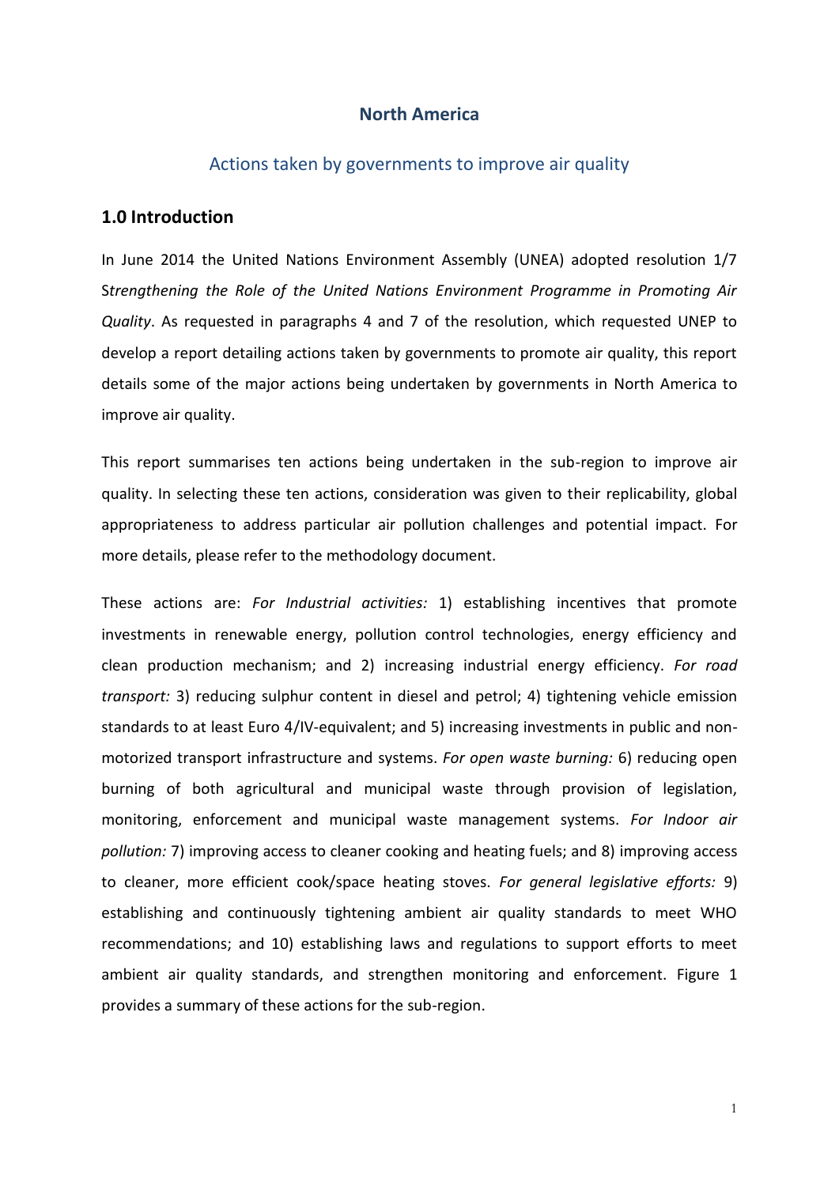# North America

## Actions taken by governments to improve air quality

### 1.0 Introduction

In June 2014 the United Nations Environment Assembly (UNEA) adopted resolution 1/7 S*trengthening the Role of the United Nations Environment Programme in Promoting Air Quality*. As requested in paragraphs 4 and 7 of the resolution, which requested UNEP to develop a report detailing actions taken by governments to promote air quality, this report details some of the major actions being undertaken by governments in North America to improve air quality.

This report summarises ten actions being undertaken in the sub-region to improve air quality. In selecting these ten actions, consideration was given to their replicability, global appropriateness to address particular air pollution challenges and potential impact. For more details, please refer to the methodology document.

These actions are: *For Industrial activities:* 1) establishing incentives that promote investments in renewable energy, pollution control technologies, energy efficiency and clean production mechanism; and 2) increasing industrial energy efficiency. *For road transport:* 3) reducing sulphur content in diesel and petrol; 4) tightening vehicle emission standards to at least Euro 4/IV-equivalent; and 5) increasing investments in public and non-motorized transport infrastructure and systems. *For open waste burning:* 6) reducing open burning of both agricultural and municipal waste through provision of legislation, monitoring, enforcement and municipal waste management systems. *For Indoor air pollution:* 7) improving access to cleaner cooking and heating fuels; and 8) improving access to cleaner, more efficient cook/space heating stoves. *For general legislative efforts:* 9) establishing and continuously tightening ambient air quality standards to meet WHO recommendations; and 10) establishing laws and regulations to support efforts to meet ambient air quality standards, and strengthen monitoring and enforcement. Figure 1 provides a summary of these actions for the sub-region.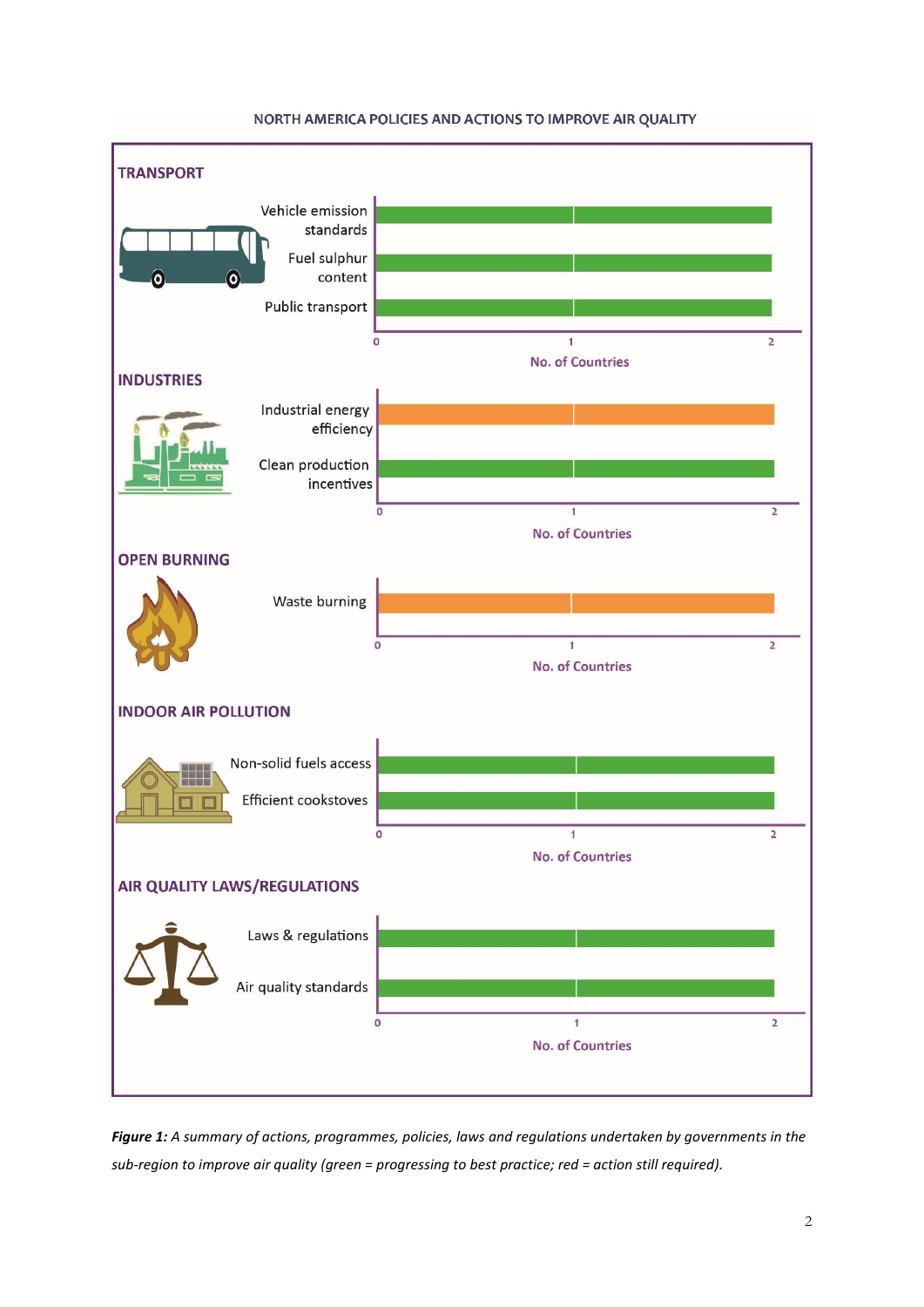NORTH AMERICA POLICIES AND ACTIONS TO IMPROVE AIR QUALITY

**TRANSPORT**

| Policy/Action | No. of Countries | Status |
| --- | --- | --- |
| Vehicle emission standards | 2 | green |
| Fuel sulphur content | 2 | green |
| Public transport | 2 | green |

**INDUSTRIES**

| Policy/Action | No. of Countries | Status |
| --- | --- | --- |
| Industrial energy efficiency | 2 | orange |
| Clean production incentives | 2 | green |

**OPEN BURNING**

| Policy/Action | No. of Countries | Status |
| --- | --- | --- |
| Waste burning | 2 | orange |

**INDOOR AIR POLLUTION**

| Policy/Action | No. of Countries | Status |
| --- | --- | --- |
| Non-solid fuels access | 2 | green |
| Efficient cookstoves | 2 | green |

**AIR QUALITY LAWS/REGULATIONS**

| Policy/Action | No. of Countries | Status |
| --- | --- | --- |
| Laws & regulations | 2 | green |
| Air quality standards | 2 | green |

***Figure 1:*** *A summary of actions, programmes, policies, laws and regulations undertaken by governments in the sub-region to improve air quality (green = progressing to best practice; red = action still required).*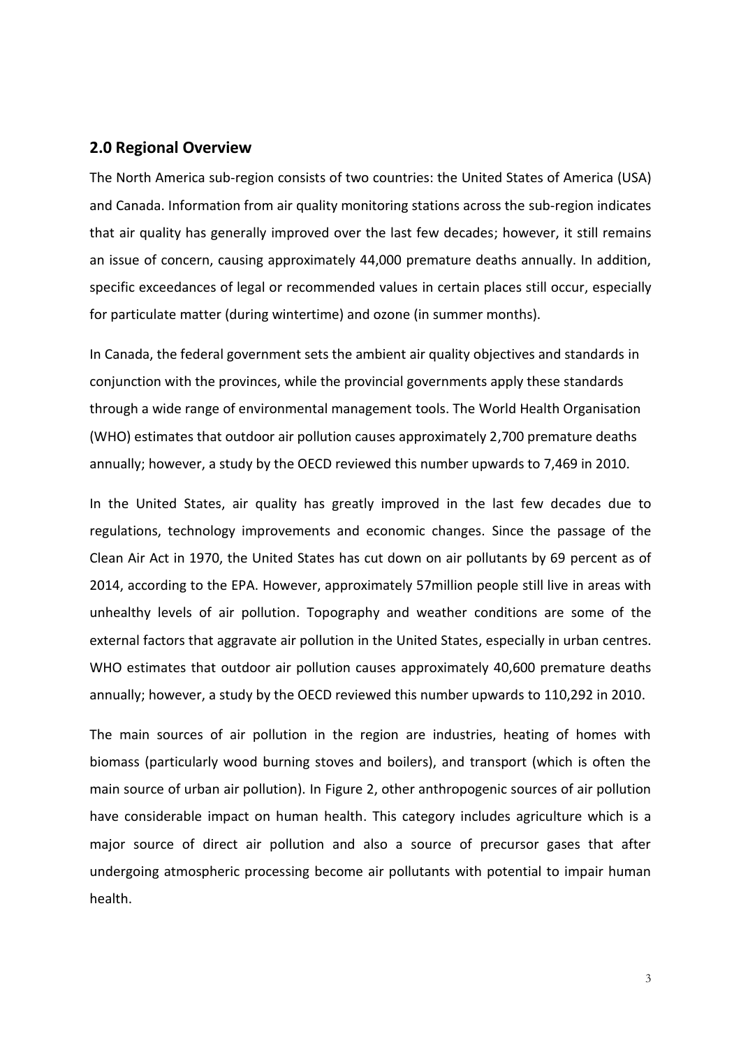## 2.0 Regional Overview

The North America sub-region consists of two countries: the United States of America (USA) and Canada. Information from air quality monitoring stations across the sub-region indicates that air quality has generally improved over the last few decades; however, it still remains an issue of concern, causing approximately 44,000 premature deaths annually. In addition, specific exceedances of legal or recommended values in certain places still occur, especially for particulate matter (during wintertime) and ozone (in summer months).

In Canada, the federal government sets the ambient air quality objectives and standards in conjunction with the provinces, while the provincial governments apply these standards through a wide range of environmental management tools. The World Health Organisation (WHO) estimates that outdoor air pollution causes approximately 2,700 premature deaths annually; however, a study by the OECD reviewed this number upwards to 7,469 in 2010.

In the United States, air quality has greatly improved in the last few decades due to regulations, technology improvements and economic changes. Since the passage of the Clean Air Act in 1970, the United States has cut down on air pollutants by 69 percent as of 2014, according to the EPA. However, approximately 57million people still live in areas with unhealthy levels of air pollution. Topography and weather conditions are some of the external factors that aggravate air pollution in the United States, especially in urban centres. WHO estimates that outdoor air pollution causes approximately 40,600 premature deaths annually; however, a study by the OECD reviewed this number upwards to 110,292 in 2010.

The main sources of air pollution in the region are industries, heating of homes with biomass (particularly wood burning stoves and boilers), and transport (which is often the main source of urban air pollution). In Figure 2, other anthropogenic sources of air pollution have considerable impact on human health. This category includes agriculture which is a major source of direct air pollution and also a source of precursor gases that after undergoing atmospheric processing become air pollutants with potential to impair human health.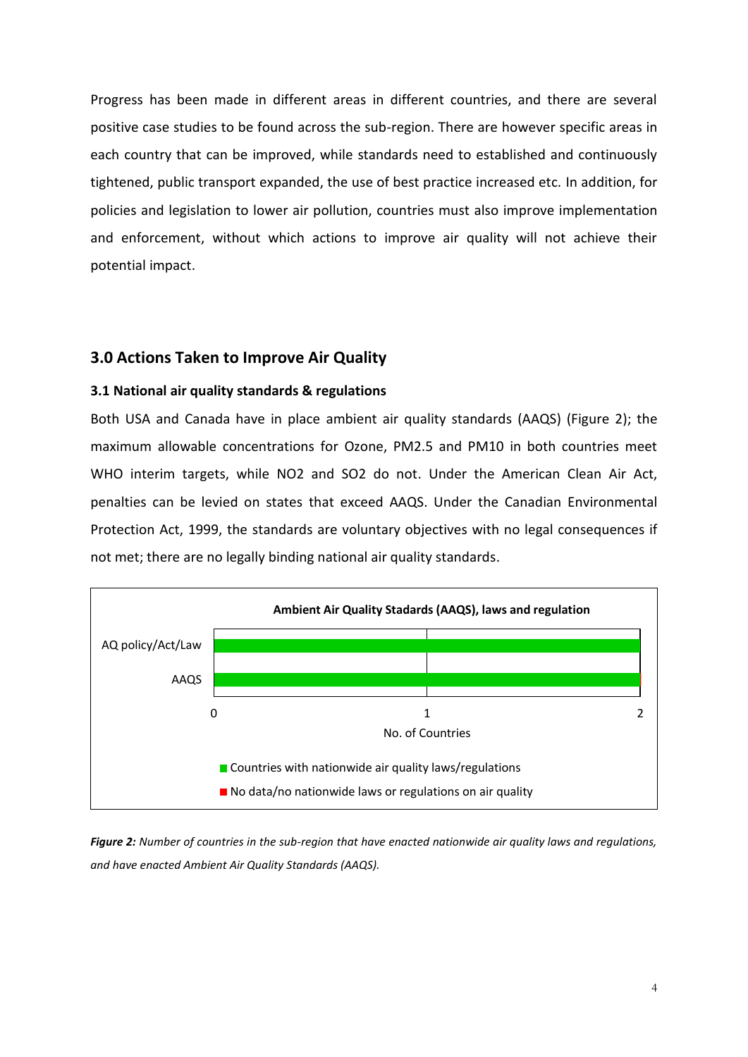Progress has been made in different areas in different countries, and there are several positive case studies to be found across the sub-region. There are however specific areas in each country that can be improved, while standards need to established and continuously tightened, public transport expanded, the use of best practice increased etc. In addition, for policies and legislation to lower air pollution, countries must also improve implementation and enforcement, without which actions to improve air quality will not achieve their potential impact.

## 3.0 Actions Taken to Improve Air Quality

### 3.1 National air quality standards & regulations

Both USA and Canada have in place ambient air quality standards (AAQS) (Figure 2); the maximum allowable concentrations for Ozone, PM2.5 and PM10 in both countries meet WHO interim targets, while NO2 and SO2 do not. Under the American Clean Air Act, penalties can be levied on states that exceed AAQS. Under the Canadian Environmental Protection Act, 1999, the standards are voluntary objectives with no legal consequences if not met; there are no legally binding national air quality standards.

**Ambient Air Quality Stadards (AAQS), laws and regulation**

| | Countries with nationwide air quality laws/regulations | No data/no nationwide laws or regulations on air quality |
|---|---|---|
| AQ policy/Act/Law | 2 | 0 |
| AAQS | 2 | 0 |

***Figure 2:*** *Number of countries in the sub-region that have enacted nationwide air quality laws and regulations, and have enacted Ambient Air Quality Standards (AAQS).*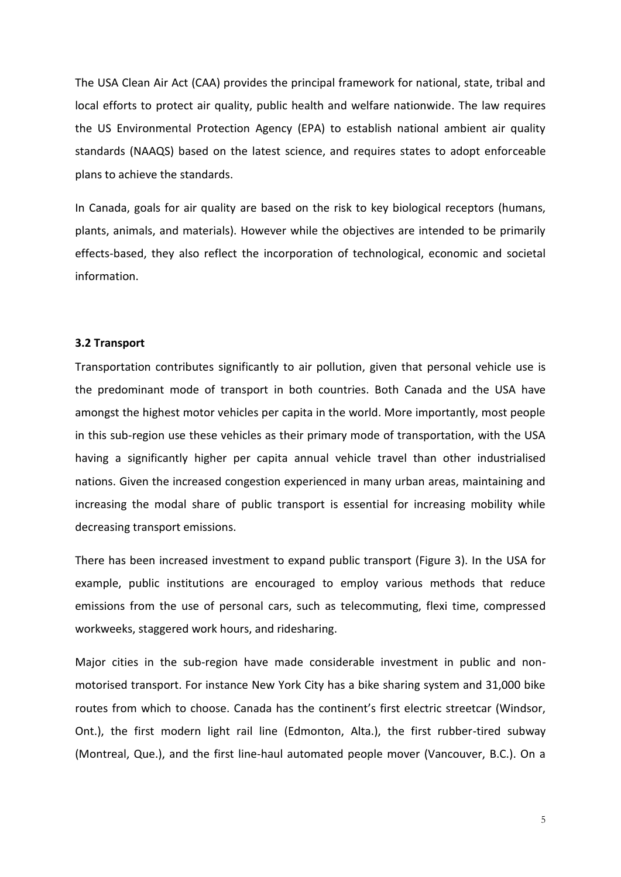The USA Clean Air Act (CAA) provides the principal framework for national, state, tribal and local efforts to protect air quality, public health and welfare nationwide. The law requires the US Environmental Protection Agency (EPA) to establish national ambient air quality standards (NAAQS) based on the latest science, and requires states to adopt enforceable plans to achieve the standards.

In Canada, goals for air quality are based on the risk to key biological receptors (humans, plants, animals, and materials). However while the objectives are intended to be primarily effects-based, they also reflect the incorporation of technological, economic and societal information.

### 3.2 Transport

Transportation contributes significantly to air pollution, given that personal vehicle use is the predominant mode of transport in both countries. Both Canada and the USA have amongst the highest motor vehicles per capita in the world. More importantly, most people in this sub-region use these vehicles as their primary mode of transportation, with the USA having a significantly higher per capita annual vehicle travel than other industrialised nations. Given the increased congestion experienced in many urban areas, maintaining and increasing the modal share of public transport is essential for increasing mobility while decreasing transport emissions.

There has been increased investment to expand public transport (Figure 3). In the USA for example, public institutions are encouraged to employ various methods that reduce emissions from the use of personal cars, such as telecommuting, flexi time, compressed workweeks, staggered work hours, and ridesharing.

Major cities in the sub-region have made considerable investment in public and non-motorised transport. For instance New York City has a bike sharing system and 31,000 bike routes from which to choose. Canada has the continent's first electric streetcar (Windsor, Ont.), the first modern light rail line (Edmonton, Alta.), the first rubber-tired subway (Montreal, Que.), and the first line-haul automated people mover (Vancouver, B.C.). On a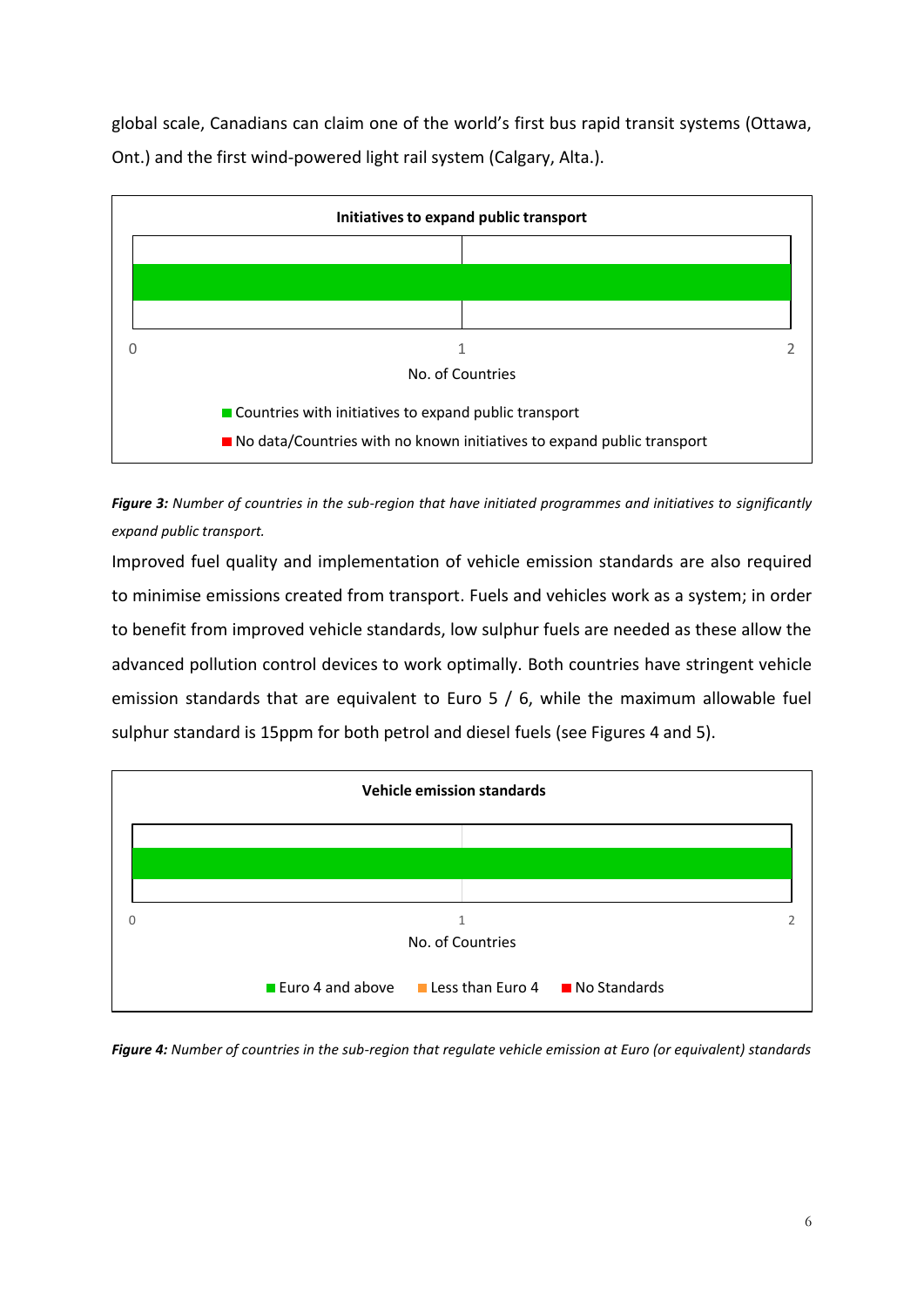global scale, Canadians can claim one of the world's first bus rapid transit systems (Ottawa, Ont.) and the first wind-powered light rail system (Calgary, Alta.).

**Initiatives to expand public transport**

0 1 2

No. of Countries

- Countries with initiatives to expand public transport
- No data/Countries with no known initiatives to expand public transport

***Figure 3:*** *Number of countries in the sub-region that have initiated programmes and initiatives to significantly expand public transport.*

Improved fuel quality and implementation of vehicle emission standards are also required to minimise emissions created from transport. Fuels and vehicles work as a system; in order to benefit from improved vehicle standards, low sulphur fuels are needed as these allow the advanced pollution control devices to work optimally. Both countries have stringent vehicle emission standards that are equivalent to Euro 5 / 6, while the maximum allowable fuel sulphur standard is 15ppm for both petrol and diesel fuels (see Figures 4 and 5).

**Vehicle emission standards**

0 1 2

No. of Countries

- Euro 4 and above
- Less than Euro 4
- No Standards

***Figure 4:*** *Number of countries in the sub-region that regulate vehicle emission at Euro (or equivalent) standards*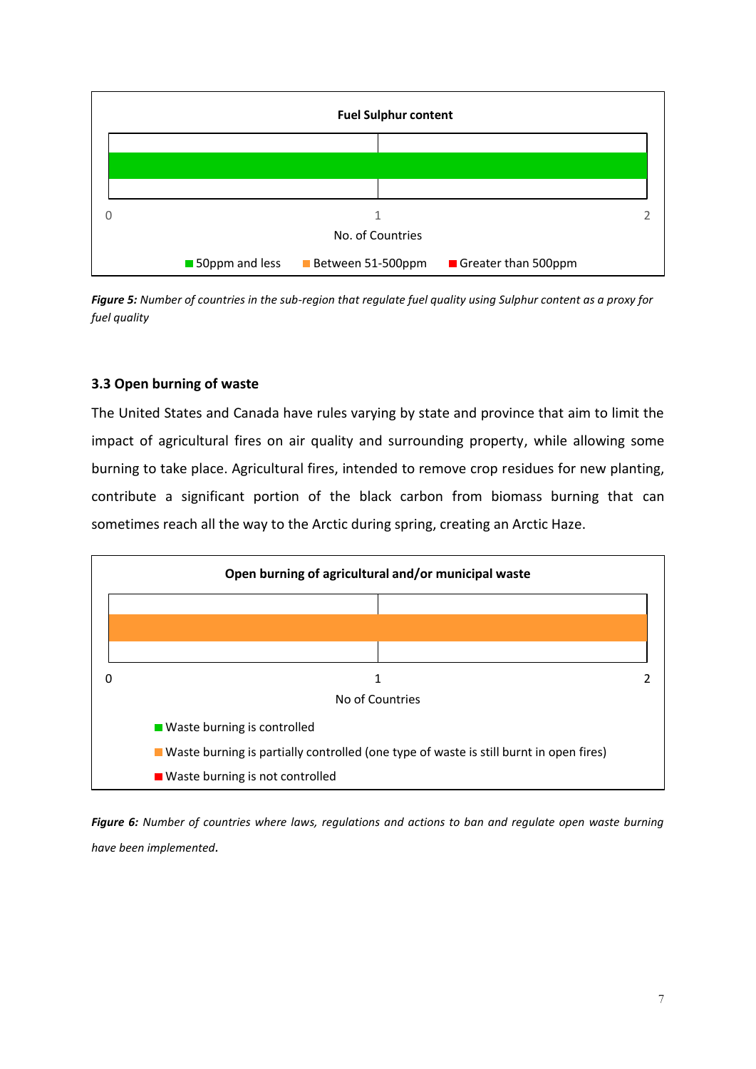**Fuel Sulphur content**

0 1 2

No. of Countries

■ 50ppm and less ■ Between 51-500ppm ■ Greater than 500ppm

***Figure 5:*** *Number of countries in the sub-region that regulate fuel quality using Sulphur content as a proxy for fuel quality*

### 3.3 Open burning of waste

The United States and Canada have rules varying by state and province that aim to limit the impact of agricultural fires on air quality and surrounding property, while allowing some burning to take place. Agricultural fires, intended to remove crop residues for new planting, contribute a significant portion of the black carbon from biomass burning that can sometimes reach all the way to the Arctic during spring, creating an Arctic Haze.

**Open burning of agricultural and/or municipal waste**

0 1 2

No of Countries

■ Waste burning is controlled

■ Waste burning is partially controlled (one type of waste is still burnt in open fires)

■ Waste burning is not controlled

***Figure 6:*** *Number of countries where laws, regulations and actions to ban and regulate open waste burning have been implemented.*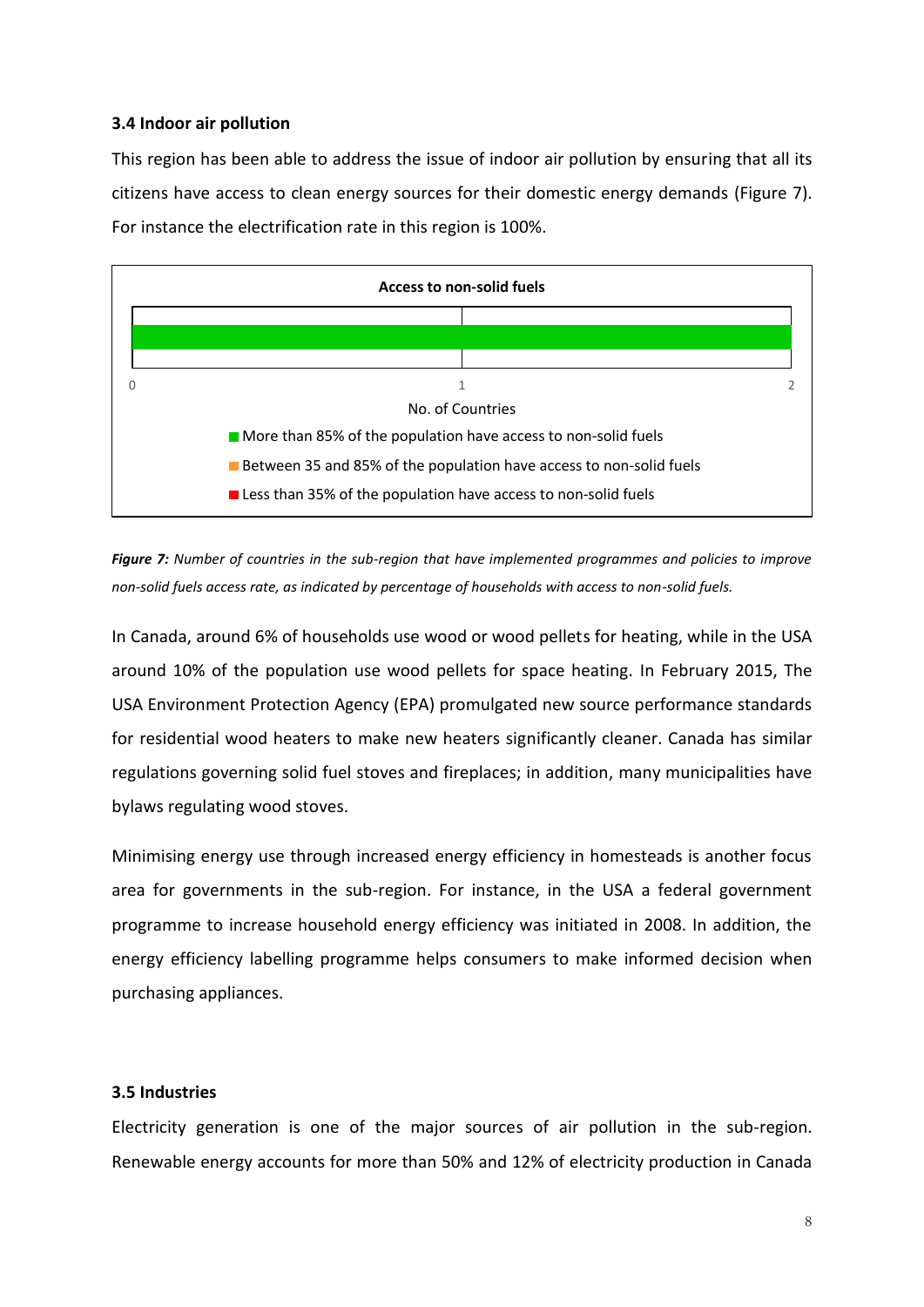### 3.4 Indoor air pollution

This region has been able to address the issue of indoor air pollution by ensuring that all its citizens have access to clean energy sources for their domestic energy demands (Figure 7). For instance the electrification rate in this region is 100%.

**Access to non-solid fuels**

0 1 2

No. of Countries

- More than 85% of the population have access to non-solid fuels
- Between 35 and 85% of the population have access to non-solid fuels
- Less than 35% of the population have access to non-solid fuels

***Figure 7:*** *Number of countries in the sub-region that have implemented programmes and policies to improve non-solid fuels access rate, as indicated by percentage of households with access to non-solid fuels.*

In Canada, around 6% of households use wood or wood pellets for heating, while in the USA around 10% of the population use wood pellets for space heating. In February 2015, The USA Environment Protection Agency (EPA) promulgated new source performance standards for residential wood heaters to make new heaters significantly cleaner. Canada has similar regulations governing solid fuel stoves and fireplaces; in addition, many municipalities have bylaws regulating wood stoves.

Minimising energy use through increased energy efficiency in homesteads is another focus area for governments in the sub-region. For instance, in the USA a federal government programme to increase household energy efficiency was initiated in 2008. In addition, the energy efficiency labelling programme helps consumers to make informed decision when purchasing appliances.

### 3.5 Industries

Electricity generation is one of the major sources of air pollution in the sub-region. Renewable energy accounts for more than 50% and 12% of electricity production in Canada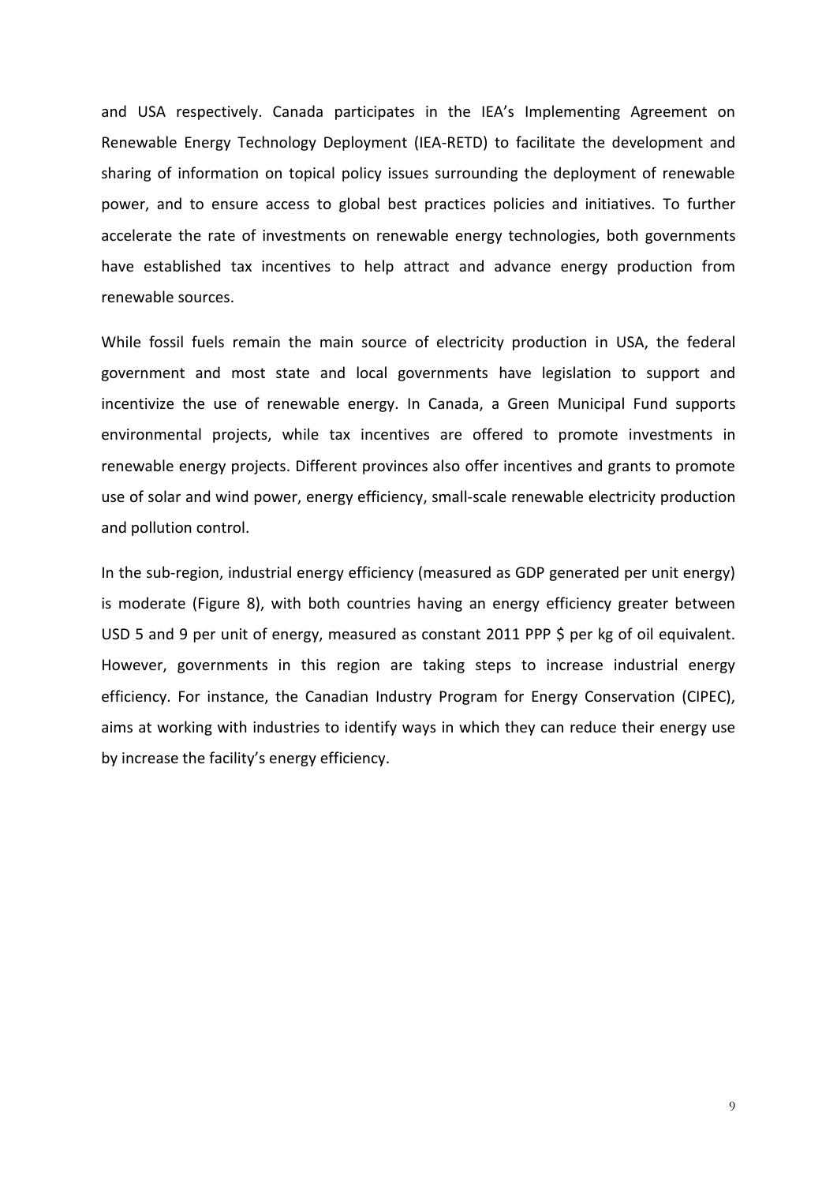and USA respectively. Canada participates in the IEA's Implementing Agreement on Renewable Energy Technology Deployment (IEA-RETD) to facilitate the development and sharing of information on topical policy issues surrounding the deployment of renewable power, and to ensure access to global best practices policies and initiatives. To further accelerate the rate of investments on renewable energy technologies, both governments have established tax incentives to help attract and advance energy production from renewable sources.

While fossil fuels remain the main source of electricity production in USA, the federal government and most state and local governments have legislation to support and incentivize the use of renewable energy. In Canada, a Green Municipal Fund supports environmental projects, while tax incentives are offered to promote investments in renewable energy projects. Different provinces also offer incentives and grants to promote use of solar and wind power, energy efficiency, small-scale renewable electricity production and pollution control.

In the sub-region, industrial energy efficiency (measured as GDP generated per unit energy) is moderate (Figure 8), with both countries having an energy efficiency greater between USD 5 and 9 per unit of energy, measured as constant 2011 PPP $ per kg of oil equivalent. However, governments in this region are taking steps to increase industrial energy efficiency. For instance, the Canadian Industry Program for Energy Conservation (CIPEC), aims at working with industries to identify ways in which they can reduce their energy use by increase the facility's energy efficiency.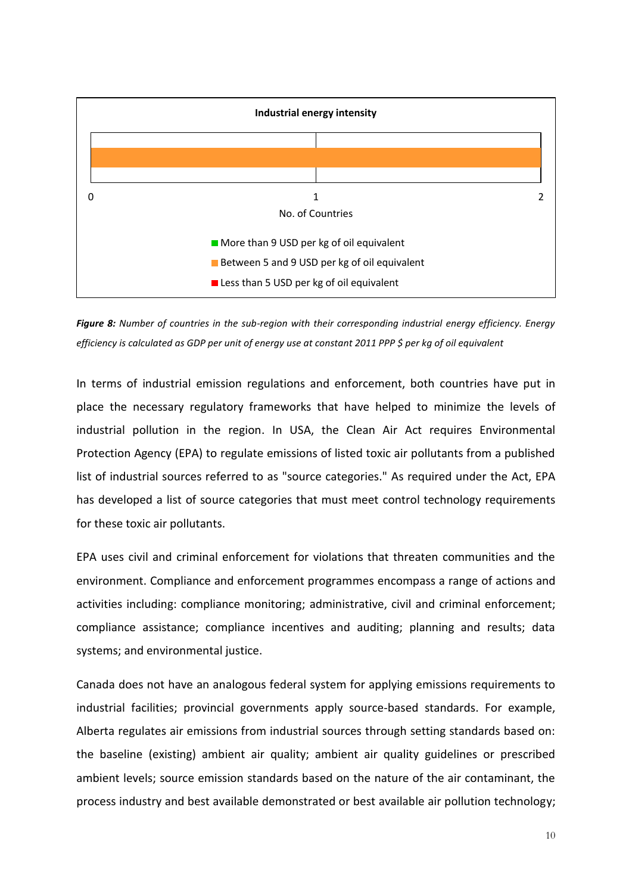**Industrial energy intensity**

0 1 2

No. of Countries

- More than 9 USD per kg of oil equivalent
- Between 5 and 9 USD per kg of oil equivalent
- Less than 5 USD per kg of oil equivalent

***Figure 8:*** *Number of countries in the sub-region with their corresponding industrial energy efficiency. Energy efficiency is calculated as GDP per unit of energy use at constant 2011 PPP $ per kg of oil equivalent*

In terms of industrial emission regulations and enforcement, both countries have put in place the necessary regulatory frameworks that have helped to minimize the levels of industrial pollution in the region. In USA, the Clean Air Act requires Environmental Protection Agency (EPA) to regulate emissions of listed toxic air pollutants from a published list of industrial sources referred to as "source categories." As required under the Act, EPA has developed a list of source categories that must meet control technology requirements for these toxic air pollutants.

EPA uses civil and criminal enforcement for violations that threaten communities and the environment. Compliance and enforcement programmes encompass a range of actions and activities including: compliance monitoring; administrative, civil and criminal enforcement; compliance assistance; compliance incentives and auditing; planning and results; data systems; and environmental justice.

Canada does not have an analogous federal system for applying emissions requirements to industrial facilities; provincial governments apply source-based standards. For example, Alberta regulates air emissions from industrial sources through setting standards based on: the baseline (existing) ambient air quality; ambient air quality guidelines or prescribed ambient levels; source emission standards based on the nature of the air contaminant, the process industry and best available demonstrated or best available air pollution technology;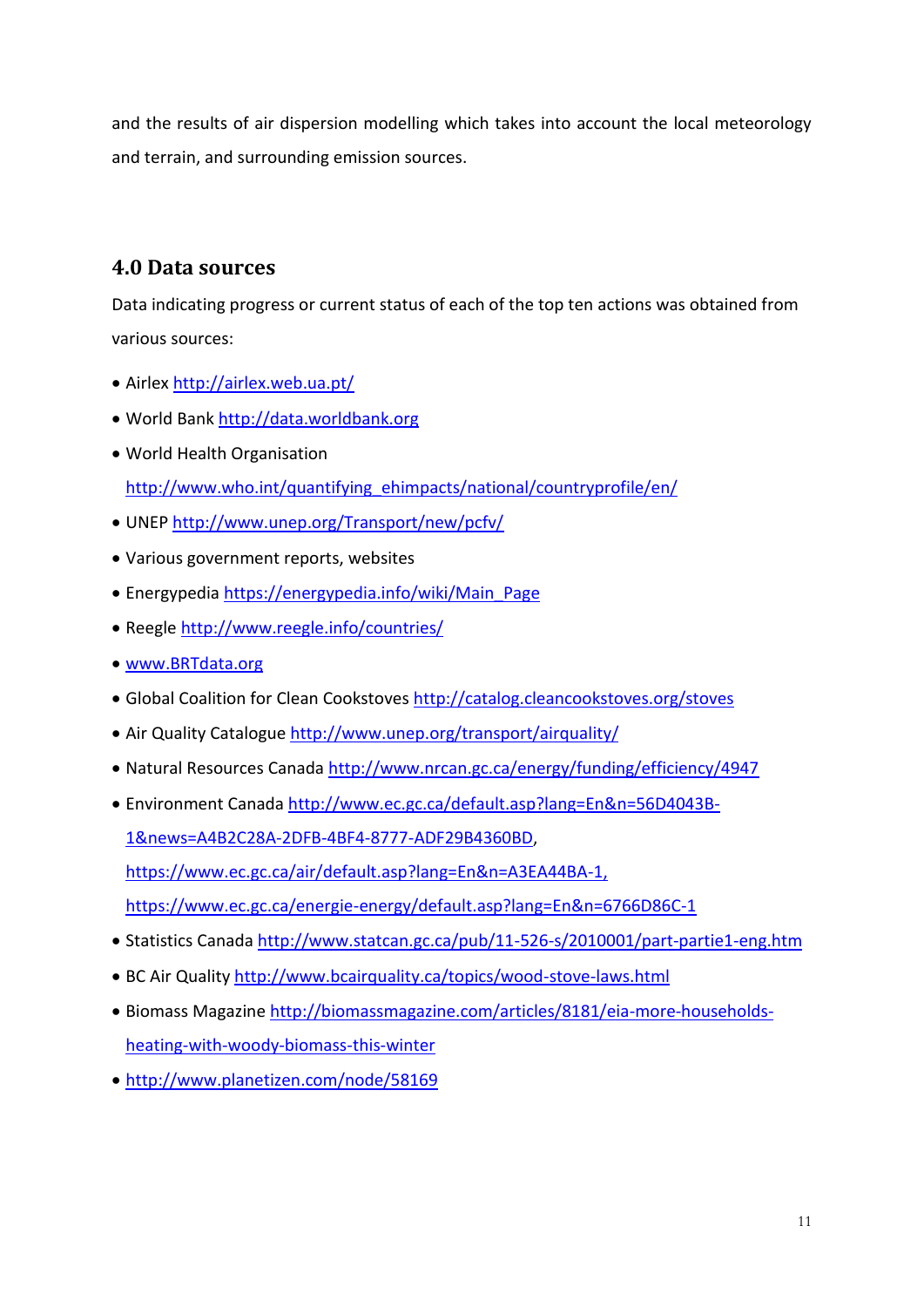and the results of air dispersion modelling which takes into account the local meteorology and terrain, and surrounding emission sources.

## 4.0 Data sources

Data indicating progress or current status of each of the top ten actions was obtained from various sources:

- Airlex http://airlex.web.ua.pt/
- World Bank http://data.worldbank.org
- World Health Organisation http://www.who.int/quantifying_ehimpacts/national/countryprofile/en/
- UNEP http://www.unep.org/Transport/new/pcfv/
- Various government reports, websites
- Energypedia https://energypedia.info/wiki/Main_Page
- Reegle http://www.reegle.info/countries/
- www.BRTdata.org
- Global Coalition for Clean Cookstoves http://catalog.cleancookstoves.org/stoves
- Air Quality Catalogue http://www.unep.org/transport/airquality/
- Natural Resources Canada http://www.nrcan.gc.ca/energy/funding/efficiency/4947
- Environment Canada http://www.ec.gc.ca/default.asp?lang=En&n=56D4043B-1&news=A4B2C28A-2DFB-4BF4-8777-ADF29B4360BD, https://www.ec.gc.ca/air/default.asp?lang=En&n=A3EA44BA-1, https://www.ec.gc.ca/energie-energy/default.asp?lang=En&n=6766D86C-1
- Statistics Canada http://www.statcan.gc.ca/pub/11-526-s/2010001/part-partie1-eng.htm
- BC Air Quality http://www.bcairquality.ca/topics/wood-stove-laws.html
- Biomass Magazine http://biomassmagazine.com/articles/8181/eia-more-households-heating-with-woody-biomass-this-winter
- http://www.planetizen.com/node/58169